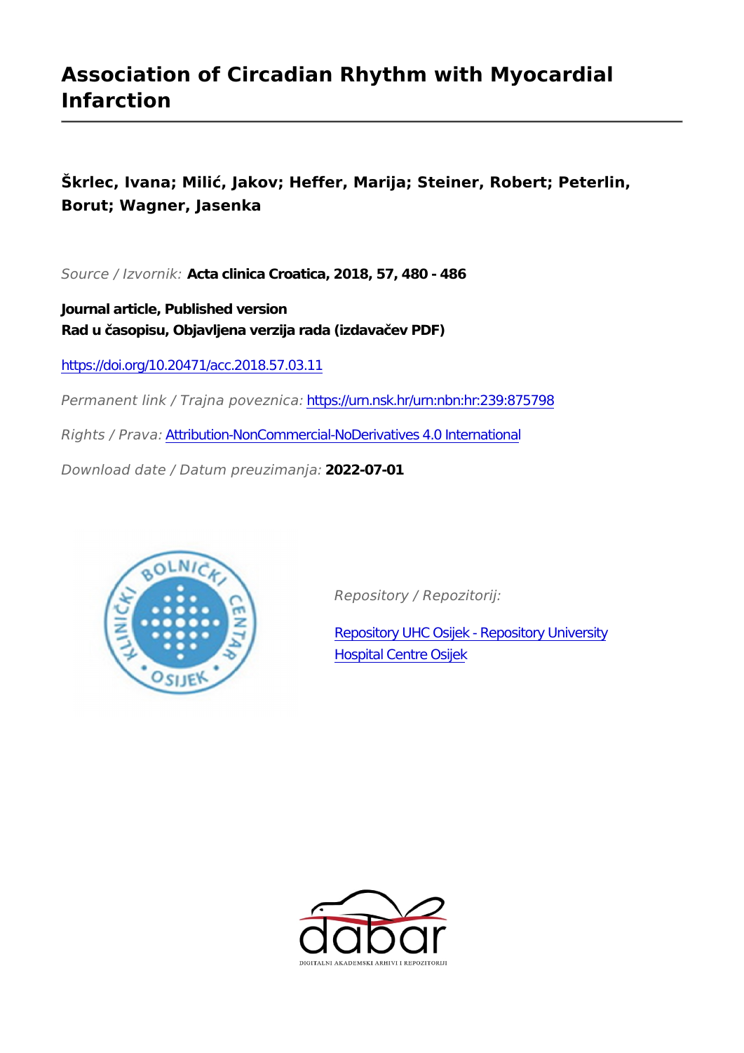# Association of Circadian Rhythm with Myocardial Infarction

**Škrlec, Ivana; Milić, Jakov; Heffer, Marija; Steiner, Robert; Peterlin, Borut; Wagner, Jasenka**

*Source / Izvornik:* **Acta clinica Croatica, 2018, 57, 480 - 486**

**Journal article, Published version**
**Rad u časopisu, Objavljena verzija rada (izdavačev PDF)**

https://doi.org/10.20471/acc.2018.57.03.11

*Permanent link / Trajna poveznica:* https://urn.nsk.hr/urn:nbn:hr:239:875798

*Rights / Prava:* Attribution-NonCommercial-NoDerivatives 4.0 International

*Download date / Datum preuzimanja:* **2022-07-01**

*Repository / Repozitorij:*

Repository UHC Osijek - Repository University Hospital Centre Osijek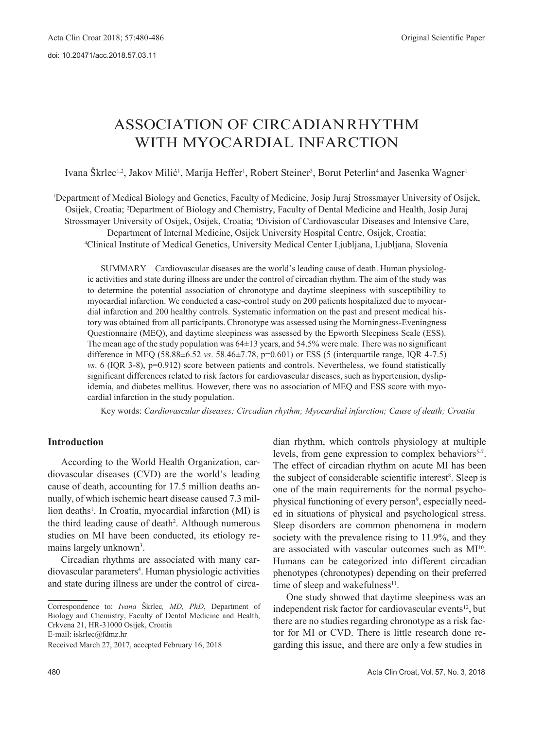# ASSOCIATION OF CIRCADIAN RHYTHM WITH MYOCARDIAL INFARCTION

Ivana Škrlec[1,2], Jakov Milić[1], Marija Heffer[1], Robert Steiner[3], Borut Peterlin[4] and Jasenka Wagner[1]

[1]Department of Medical Biology and Genetics, Faculty of Medicine, Josip Juraj Strossmayer University of Osijek, Osijek, Croatia; [2]Department of Biology and Chemistry, Faculty of Dental Medicine and Health, Josip Juraj Strossmayer University of Osijek, Osijek, Croatia; [3]Division of Cardiovascular Diseases and Intensive Care, Department of Internal Medicine, Osijek University Hospital Centre, Osijek, Croatia; [4]Clinical Institute of Medical Genetics, University Medical Center Ljubljana, Ljubljana, Slovenia

SUMMARY – Cardiovascular diseases are the world's leading cause of death. Human physiologic activities and state during illness are under the control of circadian rhythm. The aim of the study was to determine the potential association of chronotype and daytime sleepiness with susceptibility to myocardial infarction. We conducted a case-control study on 200 patients hospitalized due to myocardial infarction and 200 healthy controls. Systematic information on the past and present medical history was obtained from all participants. Chronotype was assessed using the Morningness-Eveningness Questionnaire (MEQ), and daytime sleepiness was assessed by the Epworth Sleepiness Scale (ESS). The mean age of the study population was 64±13 years, and 54.5% were male. There was no significant difference in MEQ (58.88±6.52 *vs*. 58.46±7.78, p=0.601) or ESS (5 (interquartile range, IQR 4-7.5) *vs*. 6 (IQR 3-8), p=0.912) score between patients and controls. Nevertheless, we found statistically significant differences related to risk factors for cardiovascular diseases, such as hypertension, dyslipidemia, and diabetes mellitus. However, there was no association of MEQ and ESS score with myocardial infarction in the study population.

Key words: *Cardiovascular diseases; Circadian rhythm; Myocardial infarction; Cause of death; Croatia*

## Introduction

According to the World Health Organization, cardiovascular diseases (CVD) are the world's leading cause of death, accounting for 17.5 million deaths annually, of which ischemic heart disease caused 7.3 million deaths[1]. In Croatia, myocardial infarction (MI) is the third leading cause of death[2]. Although numerous studies on MI have been conducted, its etiology remains largely unknown[3].

Circadian rhythms are associated with many cardiovascular parameters[4]. Human physiologic activities and state during illness are under the control of circadian rhythm, which controls physiology at multiple levels, from gene expression to complex behaviors[5-7]. The effect of circadian rhythm on acute MI has been the subject of considerable scientific interest[8]. Sleep is one of the main requirements for the normal psychophysical functioning of every person[9], especially needed in situations of physical and psychological stress. Sleep disorders are common phenomena in modern society with the prevalence rising to 11.9%, and they are associated with vascular outcomes such as MI[10]. Humans can be categorized into different circadian phenotypes (chronotypes) depending on their preferred time of sleep and wakefulness[11].

One study showed that daytime sleepiness was an independent risk factor for cardiovascular events[12], but there are no studies regarding chronotype as a risk factor for MI or CVD. There is little research done regarding this issue, and there are only a few studies in

Correspondence to: *Ivana* Škrlec*, MD, PhD*, Department of Biology and Chemistry, Faculty of Dental Medicine and Health, Crkvena 21, HR-31000 Osijek, Croatia
E-mail: iskrlec@fdmz.hr

Received March 27, 2017, accepted February 16, 2018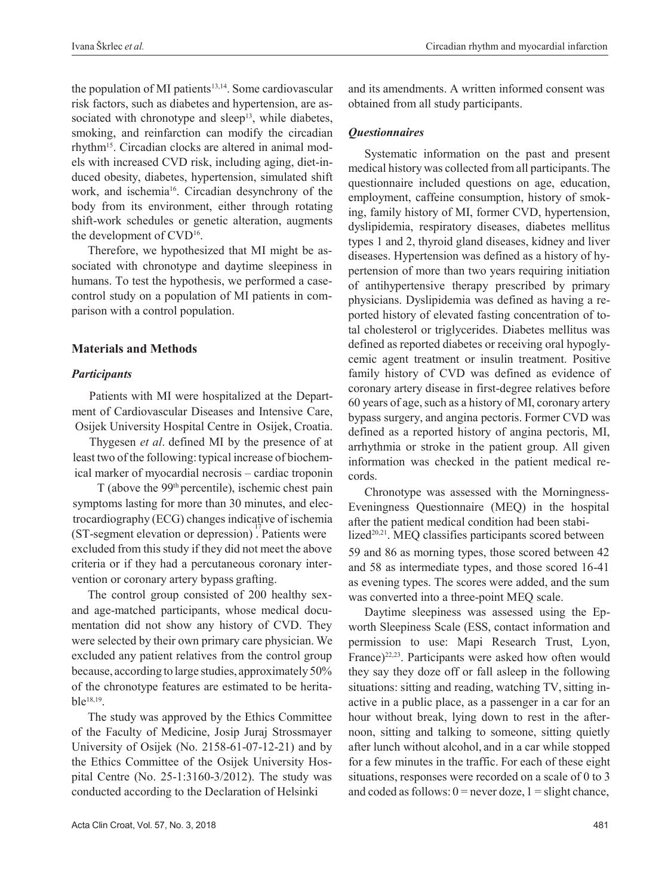the population of MI patients[13,14]. Some cardiovascular risk factors, such as diabetes and hypertension, are associated with chronotype and sleep[13], while diabetes, smoking, and reinfarction can modify the circadian rhythm[15]. Circadian clocks are altered in animal models with increased CVD risk, including aging, diet-induced obesity, diabetes, hypertension, simulated shift work, and ischemia[16]. Circadian desynchrony of the body from its environment, either through rotating shift-work schedules or genetic alteration, augments the development of CVD[16].

Therefore, we hypothesized that MI might be associated with chronotype and daytime sleepiness in humans. To test the hypothesis, we performed a case-control study on a population of MI patients in comparison with a control population.

## Materials and Methods

### *Participants*

Patients with MI were hospitalized at the Department of Cardiovascular Diseases and Intensive Care, Osijek University Hospital Centre in Osijek, Croatia.

Thygesen *et al*. defined MI by the presence of at least two of the following: typical increase of biochemical marker of myocardial necrosis – cardiac troponin T (above the 99th percentile), ischemic chest pain symptoms lasting for more than 30 minutes, and electrocardiography (ECG) changes indicative of ischemia (ST-segment elevation or depression)[17]. Patients were excluded from this study if they did not meet the above criteria or if they had a percutaneous coronary intervention or coronary artery bypass grafting.

The control group consisted of 200 healthy sex- and age-matched participants, whose medical documentation did not show any history of CVD. They were selected by their own primary care physician. We excluded any patient relatives from the control group because, according to large studies, approximately 50% of the chronotype features are estimated to be heritable[18,19].

The study was approved by the Ethics Committee of the Faculty of Medicine, Josip Juraj Strossmayer University of Osijek (No. 2158-61-07-12-21) and by the Ethics Committee of the Osijek University Hospital Centre (No. 25-1:3160-3/2012). The study was conducted according to the Declaration of Helsinki and its amendments. A written informed consent was obtained from all study participants.

### *Questionnaires*

Systematic information on the past and present medical history was collected from all participants. The questionnaire included questions on age, education, employment, caffeine consumption, history of smoking, family history of MI, former CVD, hypertension, dyslipidemia, respiratory diseases, diabetes mellitus types 1 and 2, thyroid gland diseases, kidney and liver diseases. Hypertension was defined as a history of hypertension of more than two years requiring initiation of antihypertensive therapy prescribed by primary physicians. Dyslipidemia was defined as having a reported history of elevated fasting concentration of total cholesterol or triglycerides. Diabetes mellitus was defined as reported diabetes or receiving oral hypoglycemic agent treatment or insulin treatment. Positive family history of CVD was defined as evidence of coronary artery disease in first-degree relatives before 60 years of age, such as a history of MI, coronary artery bypass surgery, and angina pectoris. Former CVD was defined as a reported history of angina pectoris, MI, arrhythmia or stroke in the patient group. All given information was checked in the patient medical records.

Chronotype was assessed with the Morningness-Eveningness Questionnaire (MEQ) in the hospital after the patient medical condition had been stabilized[20,21]. MEQ classifies participants scored between 59 and 86 as morning types, those scored between 42 and 58 as intermediate types, and those scored 16-41 as evening types. The scores were added, and the sum was converted into a three-point MEQ scale.

Daytime sleepiness was assessed using the Epworth Sleepiness Scale (ESS, contact information and permission to use: Mapi Research Trust, Lyon, France)[22,23]. Participants were asked how often would they say they doze off or fall asleep in the following situations: sitting and reading, watching TV, sitting inactive in a public place, as a passenger in a car for an hour without break, lying down to rest in the afternoon, sitting and talking to someone, sitting quietly after lunch without alcohol, and in a car while stopped for a few minutes in the traffic. For each of these eight situations, responses were recorded on a scale of 0 to 3 and coded as follows: 0 = never doze, 1 = slight chance,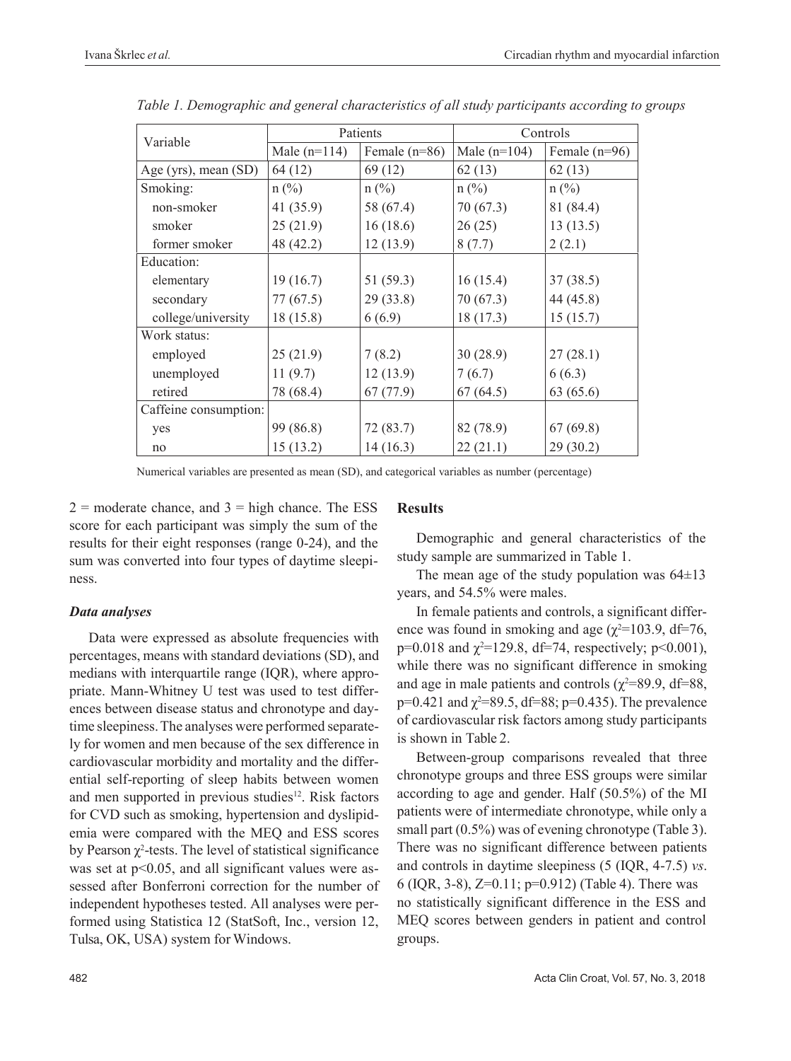*Table 1. Demographic and general characteristics of all study participants according to groups*

| Variable | Patients | | Controls | |
|---|---|---|---|---|
| | Male (n=114) | Female (n=86) | Male (n=104) | Female (n=96) |
| Age (yrs), mean (SD) | 64 (12) | 69 (12) | 62 (13) | 62 (13) |
| Smoking: | n (%) | n (%) | n (%) | n (%) |
| non-smoker | 41 (35.9) | 58 (67.4) | 70 (67.3) | 81 (84.4) |
| smoker | 25 (21.9) | 16 (18.6) | 26 (25) | 13 (13.5) |
| former smoker | 48 (42.2) | 12 (13.9) | 8 (7.7) | 2 (2.1) |
| Education: | | | | |
| elementary | 19 (16.7) | 51 (59.3) | 16 (15.4) | 37 (38.5) |
| secondary | 77 (67.5) | 29 (33.8) | 70 (67.3) | 44 (45.8) |
| college/university | 18 (15.8) | 6 (6.9) | 18 (17.3) | 15 (15.7) |
| Work status: | | | | |
| employed | 25 (21.9) | 7 (8.2) | 30 (28.9) | 27 (28.1) |
| unemployed | 11 (9.7) | 12 (13.9) | 7 (6.7) | 6 (6.3) |
| retired | 78 (68.4) | 67 (77.9) | 67 (64.5) | 63 (65.6) |
| Caffeine consumption: | | | | |
| yes | 99 (86.8) | 72 (83.7) | 82 (78.9) | 67 (69.8) |
| no | 15 (13.2) | 14 (16.3) | 22 (21.1) | 29 (30.2) |

Numerical variables are presented as mean (SD), and categorical variables as number (percentage)

2 = moderate chance, and 3 = high chance. The ESS score for each participant was simply the sum of the results for their eight responses (range 0-24), and the sum was converted into four types of daytime sleepiness.

### *Data analyses*

Data were expressed as absolute frequencies with percentages, means with standard deviations (SD), and medians with interquartile range (IQR), where appropriate. Mann-Whitney U test was used to test differences between disease status and chronotype and daytime sleepiness. The analyses were performed separately for women and men because of the sex difference in cardiovascular morbidity and mortality and the differential self-reporting of sleep habits between women and men supported in previous studies[12]. Risk factors for CVD such as smoking, hypertension and dyslipidemia were compared with the MEQ and ESS scores by Pearson $\chi^2$-tests. The level of statistical significance was set at $p<0.05$, and all significant values were assessed after Bonferroni correction for the number of independent hypotheses tested. All analyses were performed using Statistica 12 (StatSoft, Inc., version 12, Tulsa, OK, USA) system for Windows.

## Results

Demographic and general characteristics of the study sample are summarized in Table 1.

The mean age of the study population was 64±13 years, and 54.5% were males.

In female patients and controls, a significant difference was found in smoking and age ($\chi^2$=103.9, df=76, p=0.018 and $\chi^2$=129.8, df=74, respectively; p<0.001), while there was no significant difference in smoking and age in male patients and controls ($\chi^2$=89.9, df=88, p=0.421 and $\chi^2$=89.5, df=88; p=0.435). The prevalence of cardiovascular risk factors among study participants is shown in Table 2.

Between-group comparisons revealed that three chronotype groups and three ESS groups were similar according to age and gender. Half (50.5%) of the MI patients were of intermediate chronotype, while only a small part (0.5%) was of evening chronotype (Table 3). There was no significant difference between patients and controls in daytime sleepiness (5 (IQR, 4-7.5) *vs*. 6 (IQR, 3-8), Z=0.11; p=0.912) (Table 4). There was no statistically significant difference in the ESS and MEQ scores between genders in patient and control groups.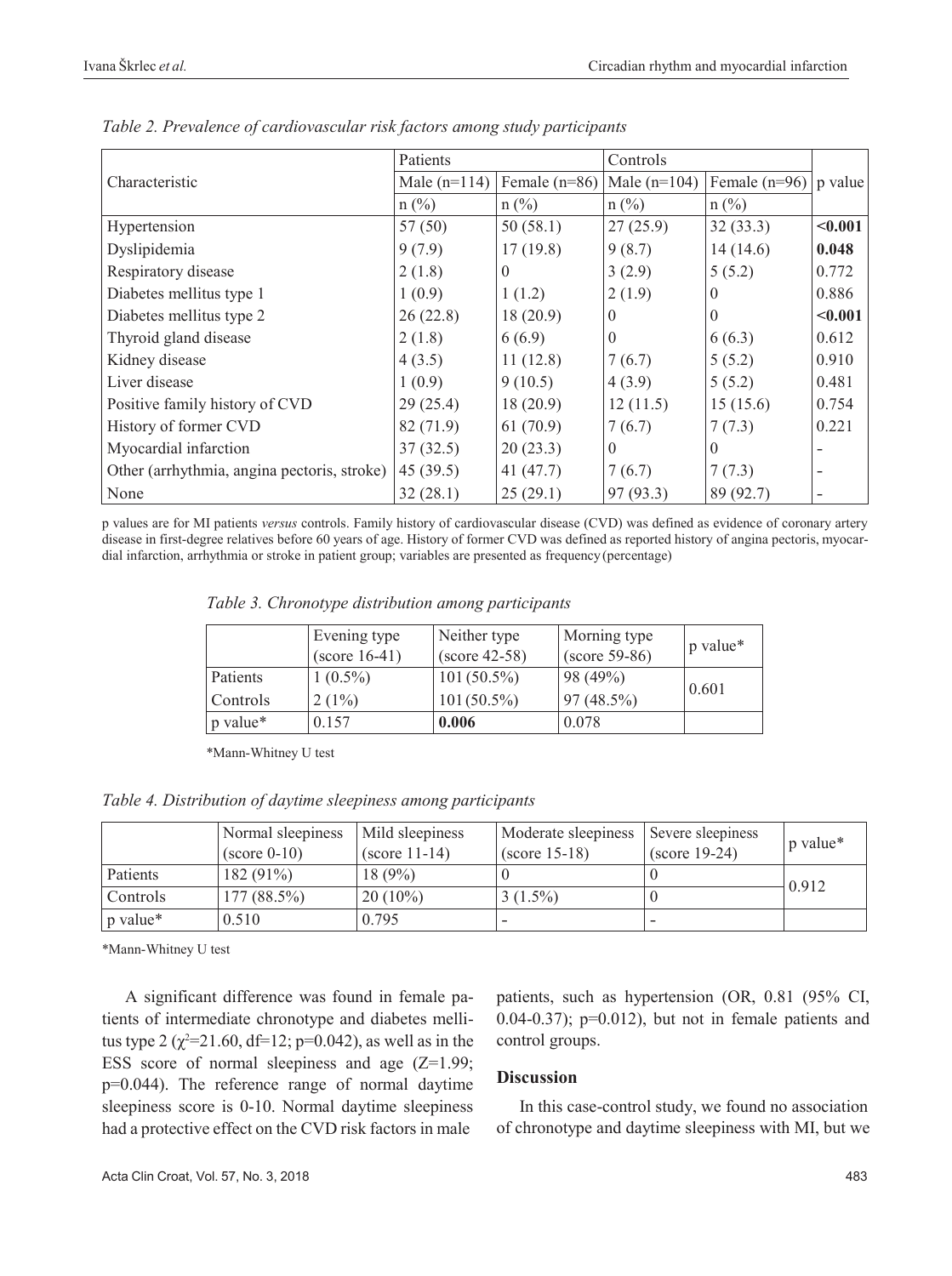*Table 2. Prevalence of cardiovascular risk factors among study participants*

| Characteristic | Patients | | Controls | | p value |
|---|---|---|---|---|---|
| | Male (n=114) | Female (n=86) | Male (n=104) | Female (n=96) | |
| | n (%) | n (%) | n (%) | n (%) | |
| Hypertension | 57 (50) | 50 (58.1) | 27 (25.9) | 32 (33.3) | **<0.001** |
| Dyslipidemia | 9 (7.9) | 17 (19.8) | 9 (8.7) | 14 (14.6) | **0.048** |
| Respiratory disease | 2 (1.8) | 0 | 3 (2.9) | 5 (5.2) | 0.772 |
| Diabetes mellitus type 1 | 1 (0.9) | 1 (1.2) | 2 (1.9) | 0 | 0.886 |
| Diabetes mellitus type 2 | 26 (22.8) | 18 (20.9) | 0 | 0 | **<0.001** |
| Thyroid gland disease | 2 (1.8) | 6 (6.9) | 0 | 6 (6.3) | 0.612 |
| Kidney disease | 4 (3.5) | 11 (12.8) | 7 (6.7) | 5 (5.2) | 0.910 |
| Liver disease | 1 (0.9) | 9 (10.5) | 4 (3.9) | 5 (5.2) | 0.481 |
| Positive family history of CVD | 29 (25.4) | 18 (20.9) | 12 (11.5) | 15 (15.6) | 0.754 |
| History of former CVD | 82 (71.9) | 61 (70.9) | 7 (6.7) | 7 (7.3) | 0.221 |
| Myocardial infarction | 37 (32.5) | 20 (23.3) | 0 | 0 | - |
| Other (arrhythmia, angina pectoris, stroke) | 45 (39.5) | 41 (47.7) | 7 (6.7) | 7 (7.3) | - |
| None | 32 (28.1) | 25 (29.1) | 97 (93.3) | 89 (92.7) | - |

p values are for MI patients *versus* controls. Family history of cardiovascular disease (CVD) was defined as evidence of coronary artery disease in first-degree relatives before 60 years of age. History of former CVD was defined as reported history of angina pectoris, myocardial infarction, arrhythmia or stroke in patient group; variables are presented as frequency (percentage)

*Table 3. Chronotype distribution among participants*

| | Evening type (score 16-41) | Neither type (score 42-58) | Morning type (score 59-86) | p value* |
|---|---|---|---|---|
| Patients | 1 (0.5%) | 101 (50.5%) | 98 (49%) | 0.601 |
| Controls | 2 (1%) | 101 (50.5%) | 97 (48.5%) | |
| p value* | 0.157 | **0.006** | 0.078 | |

*Mann-Whitney U test

*Table 4. Distribution of daytime sleepiness among participants*

| | Normal sleepiness (score 0-10) | Mild sleepiness (score 11-14) | Moderate sleepiness (score 15-18) | Severe sleepiness (score 19-24) | p value* |
|---|---|---|---|---|---|
| Patients | 182 (91%) | 18 (9%) | 0 | 0 | 0.912 |
| Controls | 177 (88.5%) | 20 (10%) | 3 (1.5%) | 0 | |
| p value* | 0.510 | 0.795 | - | - | |

*Mann-Whitney U test

A significant difference was found in female patients of intermediate chronotype and diabetes mellitus type 2 ($\chi^2$=21.60, df=12; p=0.042), as well as in the ESS score of normal sleepiness and age (Z=1.99; p=0.044). The reference range of normal daytime sleepiness score is 0-10. Normal daytime sleepiness had a protective effect on the CVD risk factors in male patients, such as hypertension (OR, 0.81 (95% CI, 0.04-0.37); p=0.012), but not in female patients and control groups.

## Discussion

In this case-control study, we found no association of chronotype and daytime sleepiness with MI, but we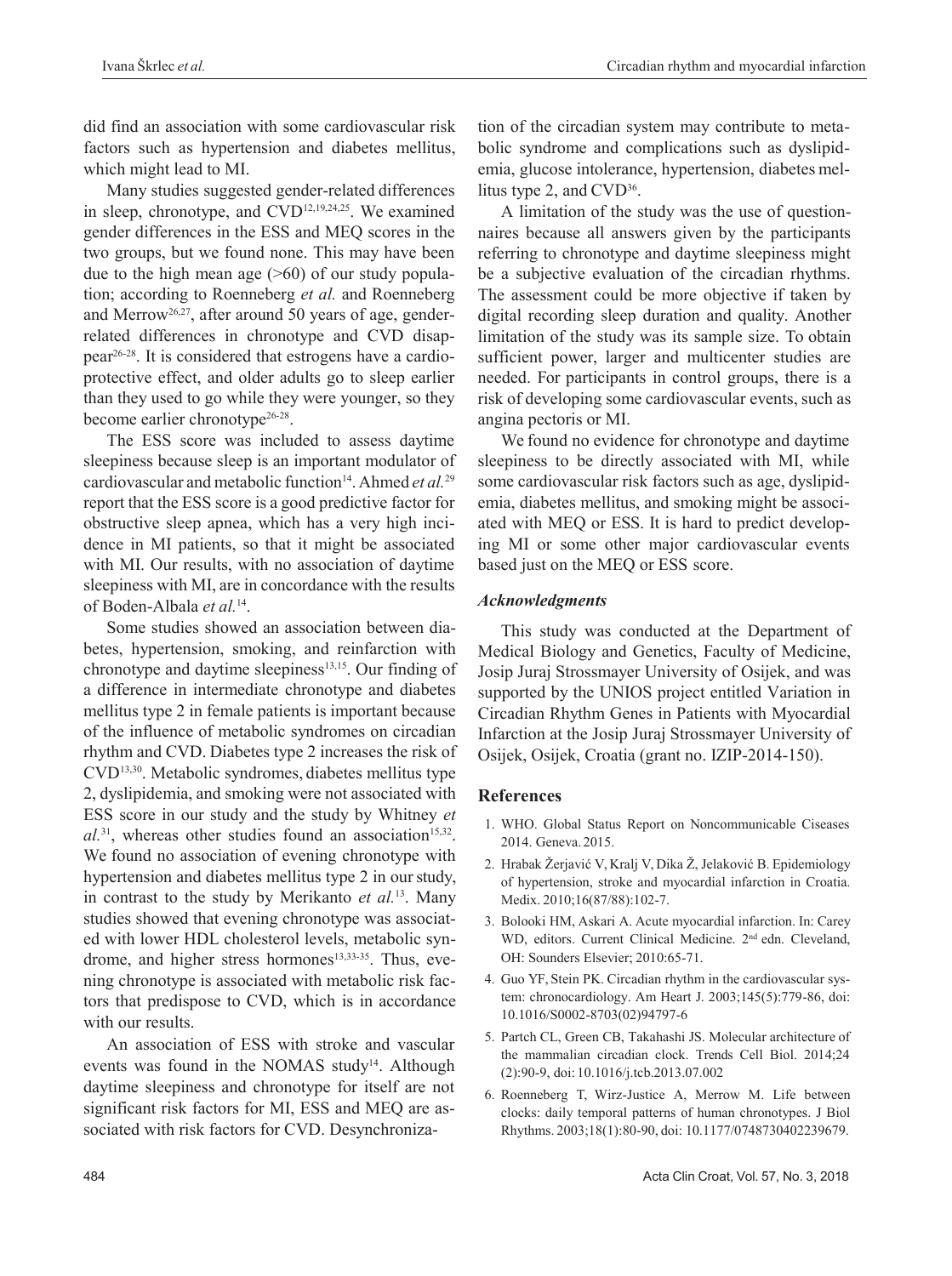did find an association with some cardiovascular risk factors such as hypertension and diabetes mellitus, which might lead to MI.

Many studies suggested gender-related differences in sleep, chronotype, and CVD[12,19,24,25]. We examined gender differences in the ESS and MEQ scores in the two groups, but we found none. This may have been due to the high mean age (>60) of our study population; according to Roenneberg *et al.* and Roenneberg and Merrow[26,27], after around 50 years of age, gender-related differences in chronotype and CVD disappear[26-28]. It is considered that estrogens have a cardioprotective effect, and older adults go to sleep earlier than they used to go while they were younger, so they become earlier chronotype[26-28].

The ESS score was included to assess daytime sleepiness because sleep is an important modulator of cardiovascular and metabolic function[14]. Ahmed *et al.*[29] report that the ESS score is a good predictive factor for obstructive sleep apnea, which has a very high incidence in MI patients, so that it might be associated with MI. Our results, with no association of daytime sleepiness with MI, are in concordance with the results of Boden-Albala *et al.*[14].

Some studies showed an association between diabetes, hypertension, smoking, and reinfarction with chronotype and daytime sleepiness[13,15]. Our finding of a difference in intermediate chronotype and diabetes mellitus type 2 in female patients is important because of the influence of metabolic syndromes on circadian rhythm and CVD. Diabetes type 2 increases the risk of CVD[13,30]. Metabolic syndromes, diabetes mellitus type 2, dyslipidemia, and smoking were not associated with ESS score in our study and the study by Whitney *et al.*[31], whereas other studies found an association[15,32]. We found no association of evening chronotype with hypertension and diabetes mellitus type 2 in our study, in contrast to the study by Merikanto *et al.*[13]. Many studies showed that evening chronotype was associated with lower HDL cholesterol levels, metabolic syndrome, and higher stress hormones[13,33-35]. Thus, evening chronotype is associated with metabolic risk factors that predispose to CVD, which is in accordance with our results.

An association of ESS with stroke and vascular events was found in the NOMAS study[14]. Although daytime sleepiness and chronotype for itself are not significant risk factors for MI, ESS and MEQ are associated with risk factors for CVD. Desynchronization of the circadian system may contribute to metabolic syndrome and complications such as dyslipidemia, glucose intolerance, hypertension, diabetes mellitus type 2, and CVD[36].

A limitation of the study was the use of questionnaires because all answers given by the participants referring to chronotype and daytime sleepiness might be a subjective evaluation of the circadian rhythms. The assessment could be more objective if taken by digital recording sleep duration and quality. Another limitation of the study was its sample size. To obtain sufficient power, larger and multicenter studies are needed. For participants in control groups, there is a risk of developing some cardiovascular events, such as angina pectoris or MI.

We found no evidence for chronotype and daytime sleepiness to be directly associated with MI, while some cardiovascular risk factors such as age, dyslipidemia, diabetes mellitus, and smoking might be associated with MEQ or ESS. It is hard to predict developing MI or some other major cardiovascular events based just on the MEQ or ESS score.

### *Acknowledgments*

This study was conducted at the Department of Medical Biology and Genetics, Faculty of Medicine, Josip Juraj Strossmayer University of Osijek, and was supported by the UNIOS project entitled Variation in Circadian Rhythm Genes in Patients with Myocardial Infarction at the Josip Juraj Strossmayer University of Osijek, Osijek, Croatia (grant no. IZIP-2014-150).

## References

1. WHO. Global Status Report on Noncommunicable Ciseases 2014. Geneva. 2015.
2. Hrabak Žerjavić V, Kralj V, Dika Ž, Jelaković B. Epidemiology of hypertension, stroke and myocardial infarction in Croatia. Medix. 2010;16(87/88):102-7.
3. Bolooki HM, Askari A. Acute myocardial infarction. In: Carey WD, editors. Current Clinical Medicine. 2nd edn. Cleveland, OH: Sounders Elsevier; 2010:65-71.
4. Guo YF, Stein PK. Circadian rhythm in the cardiovascular system: chronocardiology. Am Heart J. 2003;145(5):779-86, doi: 10.1016/S0002-8703(02)94797-6
5. Partch CL, Green CB, Takahashi JS. Molecular architecture of the mammalian circadian clock. Trends Cell Biol. 2014;24 (2):90-9, doi: 10.1016/j.tcb.2013.07.002
6. Roenneberg T, Wirz-Justice A, Merrow M. Life between clocks: daily temporal patterns of human chronotypes. J Biol Rhythms. 2003;18(1):80-90, doi: 10.1177/0748730402239679.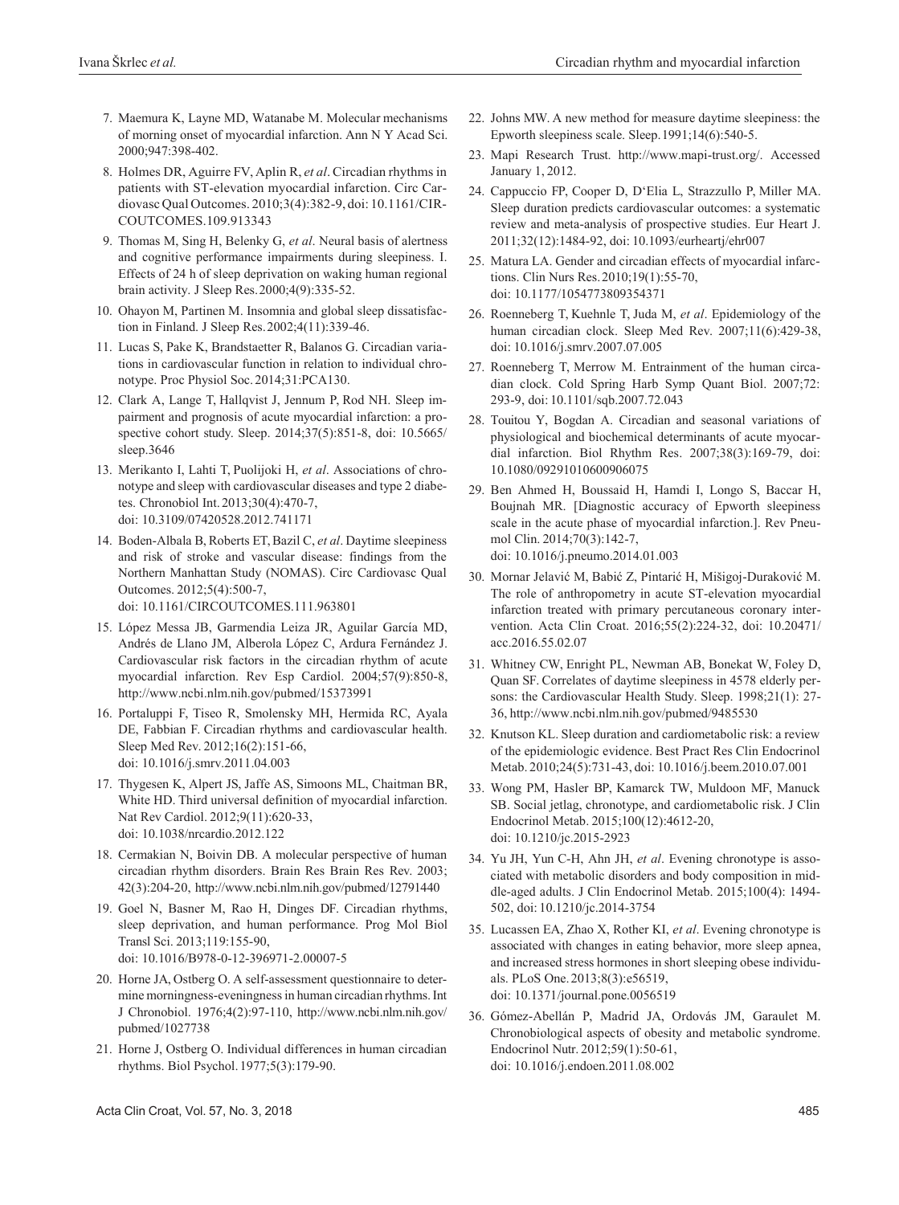7. Maemura K, Layne MD, Watanabe M. Molecular mechanisms of morning onset of myocardial infarction. Ann N Y Acad Sci. 2000;947:398-402.
8. Holmes DR, Aguirre FV, Aplin R, *et al*. Circadian rhythms in patients with ST-elevation myocardial infarction. Circ Cardiovasc Qual Outcomes. 2010;3(4):382-9, doi: 10.1161/CIRCOUTCOMES.109.913343
9. Thomas M, Sing H, Belenky G, *et al*. Neural basis of alertness and cognitive performance impairments during sleepiness. I. Effects of 24 h of sleep deprivation on waking human regional brain activity. J Sleep Res. 2000;4(9):335-52.
10. Ohayon M, Partinen M. Insomnia and global sleep dissatisfaction in Finland. J Sleep Res. 2002;4(11):339-46.
11. Lucas S, Pake K, Brandstaetter R, Balanos G. Circadian variations in cardiovascular function in relation to individual chronotype. Proc Physiol Soc. 2014;31:PCA130.
12. Clark A, Lange T, Hallqvist J, Jennum P, Rod NH. Sleep impairment and prognosis of acute myocardial infarction: a prospective cohort study. Sleep. 2014;37(5):851-8, doi: 10.5665/sleep.3646
13. Merikanto I, Lahti T, Puolijoki H, *et al*. Associations of chronotype and sleep with cardiovascular diseases and type 2 diabetes. Chronobiol Int. 2013;30(4):470-7, doi: 10.3109/07420528.2012.741171
14. Boden-Albala B, Roberts ET, Bazil C, *et al*. Daytime sleepiness and risk of stroke and vascular disease: findings from the Northern Manhattan Study (NOMAS). Circ Cardiovasc Qual Outcomes. 2012;5(4):500-7, doi: 10.1161/CIRCOUTCOMES.111.963801
15. López Messa JB, Garmendia Leiza JR, Aguilar García MD, Andrés de Llano JM, Alberola López C, Ardura Fernández J. Cardiovascular risk factors in the circadian rhythm of acute myocardial infarction. Rev Esp Cardiol. 2004;57(9):850-8, http://www.ncbi.nlm.nih.gov/pubmed/15373991
16. Portaluppi F, Tiseo R, Smolensky MH, Hermida RC, Ayala DE, Fabbian F. Circadian rhythms and cardiovascular health. Sleep Med Rev. 2012;16(2):151-66, doi: 10.1016/j.smrv.2011.04.003
17. Thygesen K, Alpert JS, Jaffe AS, Simoons ML, Chaitman BR, White HD. Third universal definition of myocardial infarction. Nat Rev Cardiol. 2012;9(11):620-33, doi: 10.1038/nrcardio.2012.122
18. Cermakian N, Boivin DB. A molecular perspective of human circadian rhythm disorders. Brain Res Brain Res Rev. 2003; 42(3):204-20, http://www.ncbi.nlm.nih.gov/pubmed/12791440
19. Goel N, Basner M, Rao H, Dinges DF. Circadian rhythms, sleep deprivation, and human performance. Prog Mol Biol Transl Sci. 2013;119:155-90, doi: 10.1016/B978-0-12-396971-2.00007-5
20. Horne JA, Ostberg O. A self-assessment questionnaire to determine morningness-eveningness in human circadian rhythms. Int J Chronobiol. 1976;4(2):97-110, http://www.ncbi.nlm.nih.gov/pubmed/1027738
21. Horne J, Ostberg O. Individual differences in human circadian rhythms. Biol Psychol. 1977;5(3):179-90.
22. Johns MW. A new method for measure daytime sleepiness: the Epworth sleepiness scale. Sleep. 1991;14(6):540-5.
23. Mapi Research Trust. http://www.mapi-trust.org/. Accessed January 1, 2012.
24. Cappuccio FP, Cooper D, D'Elia L, Strazzullo P, Miller MA. Sleep duration predicts cardiovascular outcomes: a systematic review and meta-analysis of prospective studies. Eur Heart J. 2011;32(12):1484-92, doi: 10.1093/eurheartj/ehr007
25. Matura LA. Gender and circadian effects of myocardial infarctions. Clin Nurs Res. 2010;19(1):55-70, doi: 10.1177/1054773809354371
26. Roenneberg T, Kuehnle T, Juda M, *et al*. Epidemiology of the human circadian clock. Sleep Med Rev. 2007;11(6):429-38, doi: 10.1016/j.smrv.2007.07.005
27. Roenneberg T, Merrow M. Entrainment of the human circadian clock. Cold Spring Harb Symp Quant Biol. 2007;72: 293-9, doi: 10.1101/sqb.2007.72.043
28. Touitou Y, Bogdan A. Circadian and seasonal variations of physiological and biochemical determinants of acute myocardial infarction. Biol Rhythm Res. 2007;38(3):169-79, doi: 10.1080/09291010600906075
29. Ben Ahmed H, Boussaid H, Hamdi I, Longo S, Baccar H, Boujnah MR. [Diagnostic accuracy of Epworth sleepiness scale in the acute phase of myocardial infarction.]. Rev Pneumol Clin. 2014;70(3):142-7, doi: 10.1016/j.pneumo.2014.01.003
30. Mornar Jelavić M, Babić Z, Pintarić H, Mišigoj-Duraković M. The role of anthropometry in acute ST-elevation myocardial infarction treated with primary percutaneous coronary intervention. Acta Clin Croat. 2016;55(2):224-32, doi: 10.20471/acc.2016.55.02.07
31. Whitney CW, Enright PL, Newman AB, Bonekat W, Foley D, Quan SF. Correlates of daytime sleepiness in 4578 elderly persons: the Cardiovascular Health Study. Sleep. 1998;21(1): 27-36, http://www.ncbi.nlm.nih.gov/pubmed/9485530
32. Knutson KL. Sleep duration and cardiometabolic risk: a review of the epidemiologic evidence. Best Pract Res Clin Endocrinol Metab. 2010;24(5):731-43, doi: 10.1016/j.beem.2010.07.001
33. Wong PM, Hasler BP, Kamarck TW, Muldoon MF, Manuck SB. Social jetlag, chronotype, and cardiometabolic risk. J Clin Endocrinol Metab. 2015;100(12):4612-20, doi: 10.1210/jc.2015-2923
34. Yu JH, Yun C-H, Ahn JH, *et al*. Evening chronotype is associated with metabolic disorders and body composition in middle-aged adults. J Clin Endocrinol Metab. 2015;100(4): 1494-502, doi: 10.1210/jc.2014-3754
35. Lucassen EA, Zhao X, Rother KI, *et al*. Evening chronotype is associated with changes in eating behavior, more sleep apnea, and increased stress hormones in short sleeping obese individuals. PLoS One. 2013;8(3):e56519, doi: 10.1371/journal.pone.0056519
36. Gómez-Abellán P, Madrid JA, Ordovás JM, Garaulet M. Chronobiological aspects of obesity and metabolic syndrome. Endocrinol Nutr. 2012;59(1):50-61, doi: 10.1016/j.endoen.2011.08.002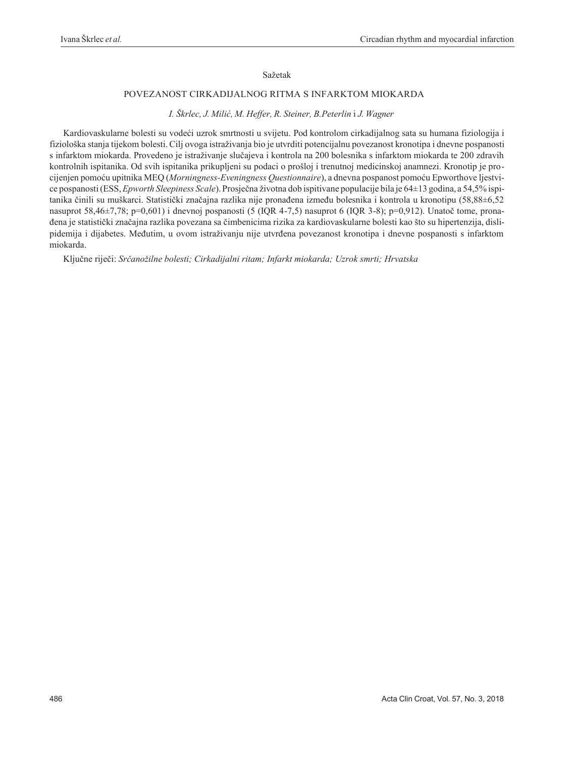Sažetak

## POVEZANOST CIRKADIJALNOG RITMA S INFARKTOM MIOKARDA

*I. Škrlec, J. Milić, M. Heffer, R. Steiner, B.Peterlin* i *J. Wagner*

Kardiovaskularne bolesti su vodeći uzrok smrtnosti u svijetu. Pod kontrolom cirkadijalnog sata su humana fiziologija i fiziološka stanja tijekom bolesti. Cilj ovoga istraživanja bio je utvrditi potencijalnu povezanost kronotipa i dnevne pospanosti s infarktom miokarda. Provedeno je istraživanje slučajeva i kontrola na 200 bolesnika s infarktom miokarda te 200 zdravih kontrolnih ispitanika. Od svih ispitanika prikupljeni su podaci o prošloj i trenutnoj medicinskoj anamnezi. Kronotip je procijenjen pomoću upitnika MEQ (*Morningness-Eveningness Questionnaire*), a dnevna pospanost pomoću Epworthove ljestvice pospanosti (ESS, *Epworth Sleepiness Scale*). Prosječna životna dob ispitivane populacije bila je 64±13 godina, a 54,5% ispitanika činili su muškarci. Statistički značajna razlika nije pronađena između bolesnika i kontrola u kronotipu (58,88±6,52 nasuprot 58,46±7,78; p=0,601) i dnevnoj pospanosti (5 (IQR 4-7,5) nasuprot 6 (IQR 3-8); p=0,912). Unatoč tome, pronađena je statistički značajna razlika povezana sa čimbenicima rizika za kardiovaskularne bolesti kao što su hipertenzija, dislipidemija i dijabetes. Međutim, u ovom istraživanju nije utvrđena povezanost kronotipa i dnevne pospanosti s infarktom miokarda.

Ključne riječi: *Srčanožilne bolesti; Cirkadijalni ritam; Infarkt miokarda; Uzrok smrti; Hrvatska*